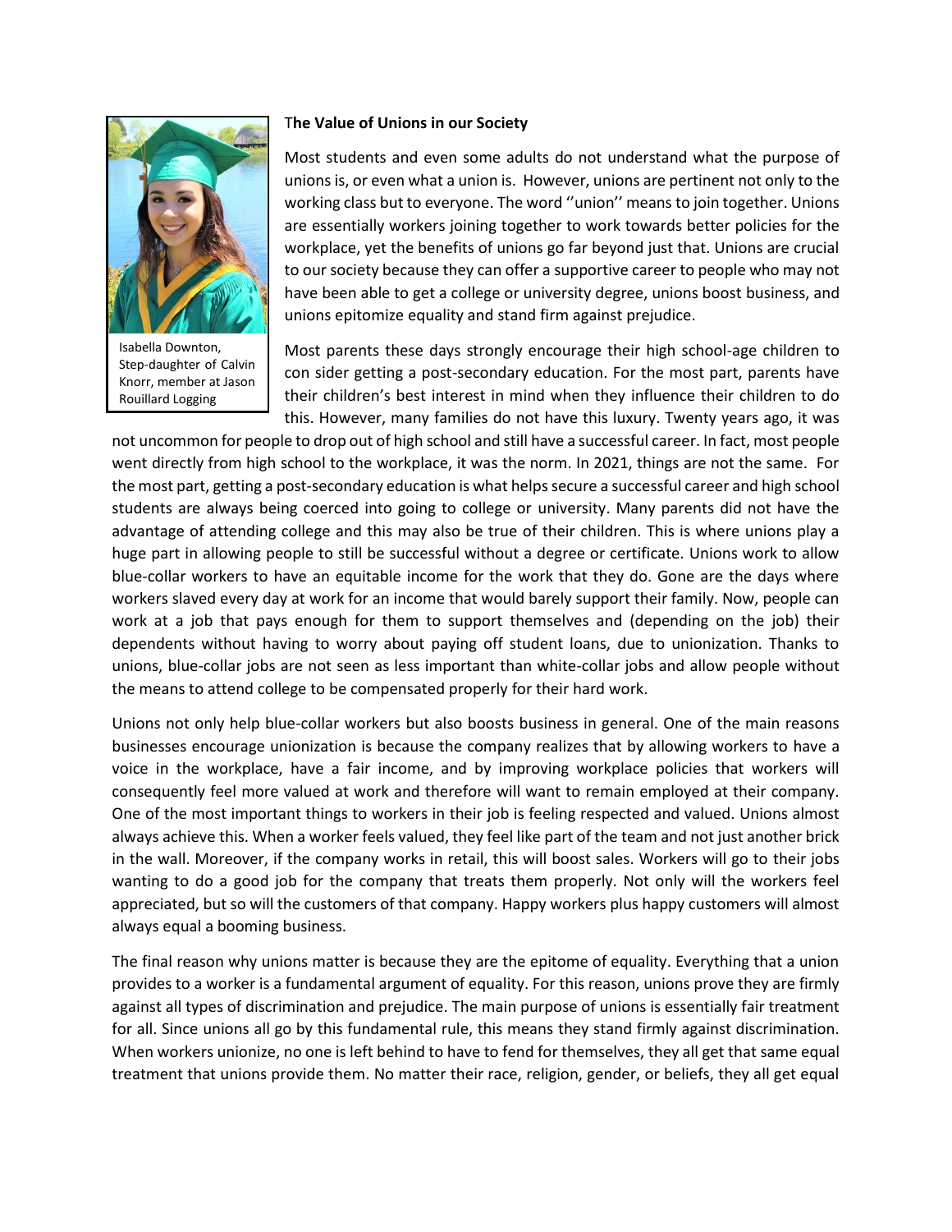Isabella Downton, Step-daughter of Calvin Knorr, member at Jason Rouillard Logging

**The Value of Unions in our Society**

Most students and even some adults do not understand what the purpose of unions is, or even what a union is. However, unions are pertinent not only to the working class but to everyone. The word ''union'' means to join together. Unions are essentially workers joining together to work towards better policies for the workplace, yet the benefits of unions go far beyond just that. Unions are crucial to our society because they can offer a supportive career to people who may not have been able to get a college or university degree, unions boost business, and unions epitomize equality and stand firm against prejudice.

Most parents these days strongly encourage their high school-age children to con sider getting a post-secondary education. For the most part, parents have their children's best interest in mind when they influence their children to do this. However, many families do not have this luxury. Twenty years ago, it was not uncommon for people to drop out of high school and still have a successful career. In fact, most people went directly from high school to the workplace, it was the norm. In 2021, things are not the same. For the most part, getting a post-secondary education is what helps secure a successful career and high school students are always being coerced into going to college or university. Many parents did not have the advantage of attending college and this may also be true of their children. This is where unions play a huge part in allowing people to still be successful without a degree or certificate. Unions work to allow blue-collar workers to have an equitable income for the work that they do. Gone are the days where workers slaved every day at work for an income that would barely support their family. Now, people can work at a job that pays enough for them to support themselves and (depending on the job) their dependents without having to worry about paying off student loans, due to unionization. Thanks to unions, blue-collar jobs are not seen as less important than white-collar jobs and allow people without the means to attend college to be compensated properly for their hard work.

Unions not only help blue-collar workers but also boosts business in general. One of the main reasons businesses encourage unionization is because the company realizes that by allowing workers to have a voice in the workplace, have a fair income, and by improving workplace policies that workers will consequently feel more valued at work and therefore will want to remain employed at their company. One of the most important things to workers in their job is feeling respected and valued. Unions almost always achieve this. When a worker feels valued, they feel like part of the team and not just another brick in the wall. Moreover, if the company works in retail, this will boost sales. Workers will go to their jobs wanting to do a good job for the company that treats them properly. Not only will the workers feel appreciated, but so will the customers of that company. Happy workers plus happy customers will almost always equal a booming business.

The final reason why unions matter is because they are the epitome of equality. Everything that a union provides to a worker is a fundamental argument of equality. For this reason, unions prove they are firmly against all types of discrimination and prejudice. The main purpose of unions is essentially fair treatment for all. Since unions all go by this fundamental rule, this means they stand firmly against discrimination. When workers unionize, no one is left behind to have to fend for themselves, they all get that same equal treatment that unions provide them. No matter their race, religion, gender, or beliefs, they all get equal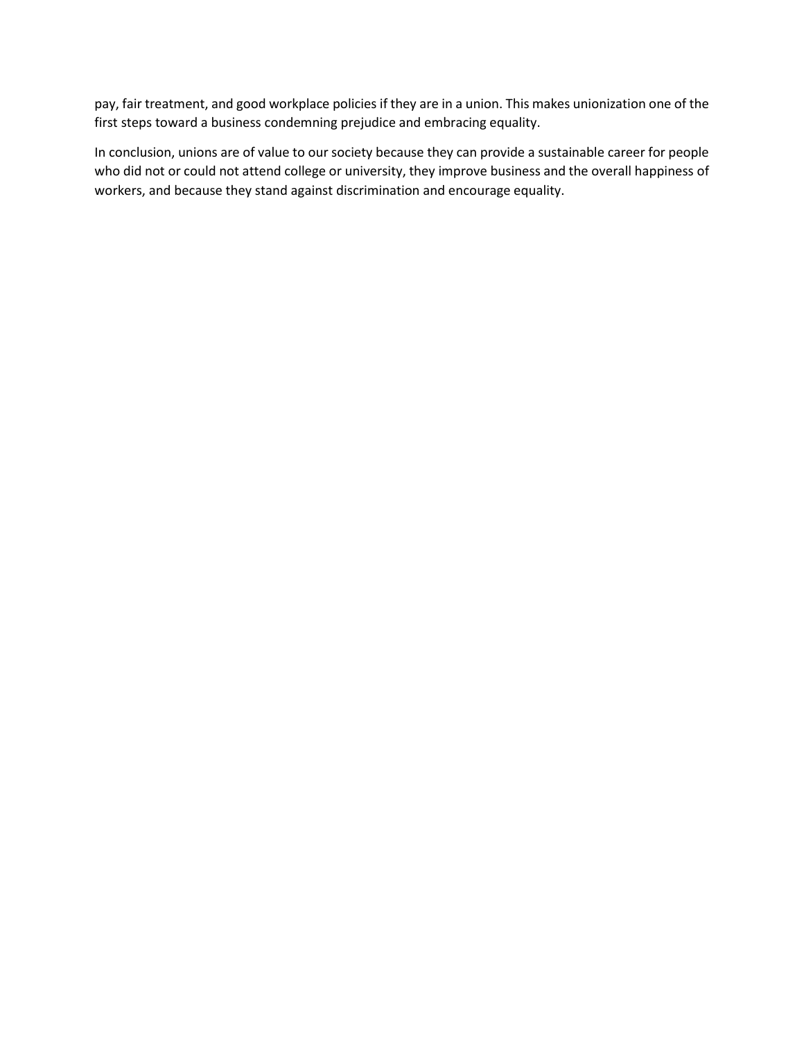pay, fair treatment, and good workplace policies if they are in a union. This makes unionization one of the first steps toward a business condemning prejudice and embracing equality.

In conclusion, unions are of value to our society because they can provide a sustainable career for people who did not or could not attend college or university, they improve business and the overall happiness of workers, and because they stand against discrimination and encourage equality.